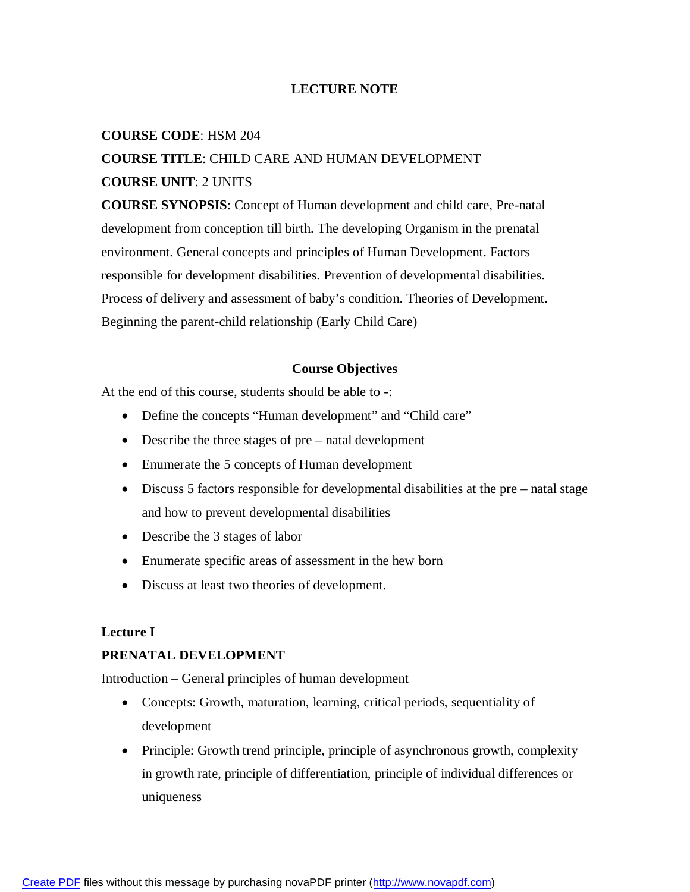# LECTURE NOTE

**COURSE CODE**: HSM 204

**COURSE TITLE**: CHILD CARE AND HUMAN DEVELOPMENT

**COURSE UNIT**: 2 UNITS

**COURSE SYNOPSIS**: Concept of Human development and child care, Pre-natal development from conception till birth. The developing Organism in the prenatal environment. General concepts and principles of Human Development. Factors responsible for development disabilities. Prevention of developmental disabilities. Process of delivery and assessment of baby's condition. Theories of Development. Beginning the parent-child relationship (Early Child Care)

## Course Objectives

At the end of this course, students should be able to -:

- Define the concepts "Human development" and "Child care"
- Describe the three stages of pre – natal development
- Enumerate the 5 concepts of Human development
- Discuss 5 factors responsible for developmental disabilities at the pre – natal stage and how to prevent developmental disabilities
- Describe the 3 stages of labor
- Enumerate specific areas of assessment in the hew born
- Discuss at least two theories of development.

## Lecture I

### PRENATAL DEVELOPMENT

Introduction – General principles of human development

- Concepts: Growth, maturation, learning, critical periods, sequentiality of development
- Principle: Growth trend principle, principle of asynchronous growth, complexity in growth rate, principle of differentiation, principle of individual differences or uniqueness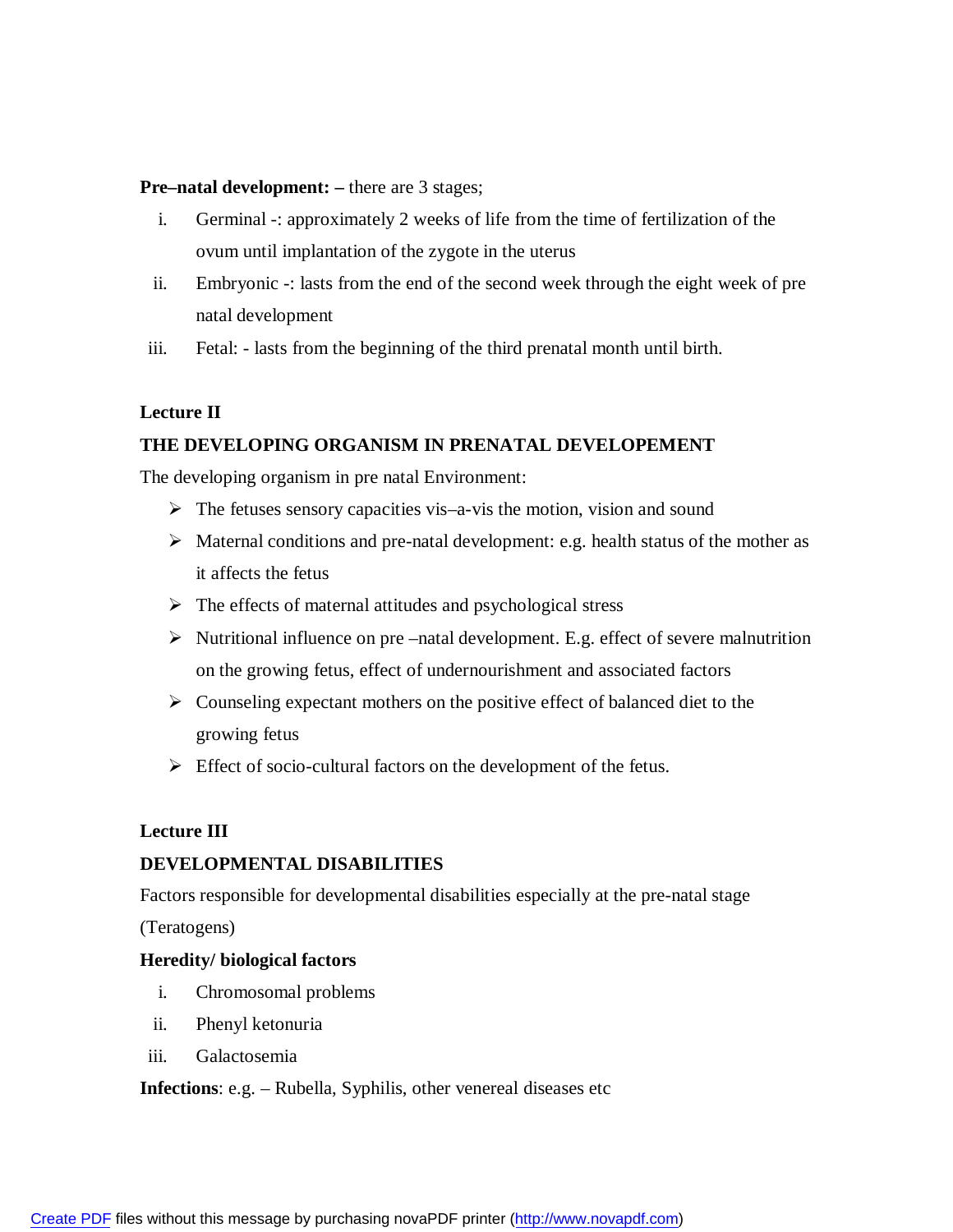**Pre–natal development: –** there are 3 stages;

i. Germinal -: approximately 2 weeks of life from the time of fertilization of the ovum until implantation of the zygote in the uterus
ii. Embryonic -: lasts from the end of the second week through the eight week of pre natal development
iii. Fetal: - lasts from the beginning of the third prenatal month until birth.

**Lecture II**

**THE DEVELOPING ORGANISM IN PRENATAL DEVELOPEMENT**

The developing organism in pre natal Environment:

- The fetuses sensory capacities vis–a-vis the motion, vision and sound
- Maternal conditions and pre-natal development: e.g. health status of the mother as it affects the fetus
- The effects of maternal attitudes and psychological stress
- Nutritional influence on pre –natal development. E.g. effect of severe malnutrition on the growing fetus, effect of undernourishment and associated factors
- Counseling expectant mothers on the positive effect of balanced diet to the growing fetus
- Effect of socio-cultural factors on the development of the fetus.

**Lecture III**

**DEVELOPMENTAL DISABILITIES**

Factors responsible for developmental disabilities especially at the pre-natal stage (Teratogens)

**Heredity/ biological factors**

i. Chromosomal problems
ii. Phenyl ketonuria
iii. Galactosemia

**Infections**: e.g. – Rubella, Syphilis, other venereal diseases etc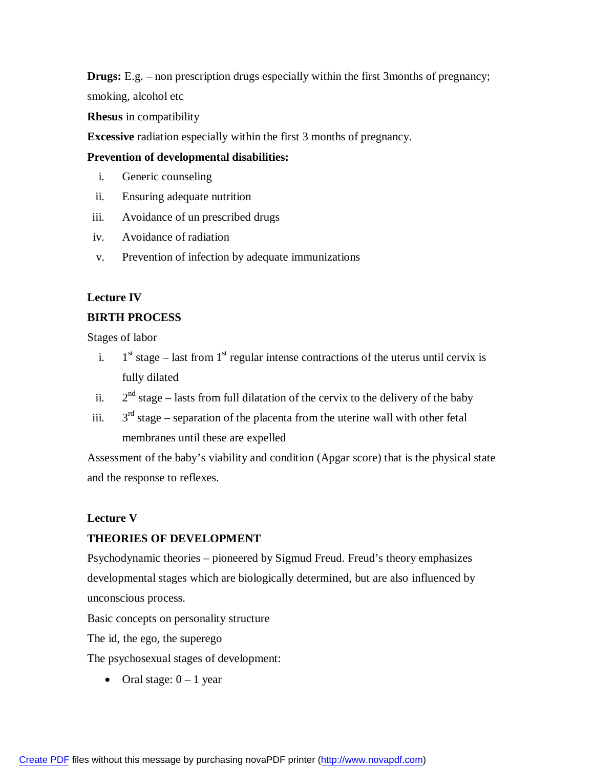**Drugs:** E.g. – non prescription drugs especially within the first 3months of pregnancy; smoking, alcohol etc

**Rhesus** in compatibility

**Excessive** radiation especially within the first 3 months of pregnancy.

**Prevention of developmental disabilities:**

i. Generic counseling
ii. Ensuring adequate nutrition
iii. Avoidance of un prescribed drugs
iv. Avoidance of radiation
v. Prevention of infection by adequate immunizations

**Lecture IV**

**BIRTH PROCESS**

Stages of labor

i. 1st stage – last from 1st regular intense contractions of the uterus until cervix is fully dilated
ii. 2nd stage – lasts from full dilatation of the cervix to the delivery of the baby
iii. 3rd stage – separation of the placenta from the uterine wall with other fetal membranes until these are expelled

Assessment of the baby's viability and condition (Apgar score) that is the physical state and the response to reflexes.

**Lecture V**

**THEORIES OF DEVELOPMENT**

Psychodynamic theories – pioneered by Sigmud Freud. Freud's theory emphasizes developmental stages which are biologically determined, but are also influenced by unconscious process.

Basic concepts on personality structure

The id, the ego, the superego

The psychosexual stages of development:

- Oral stage: 0 – 1 year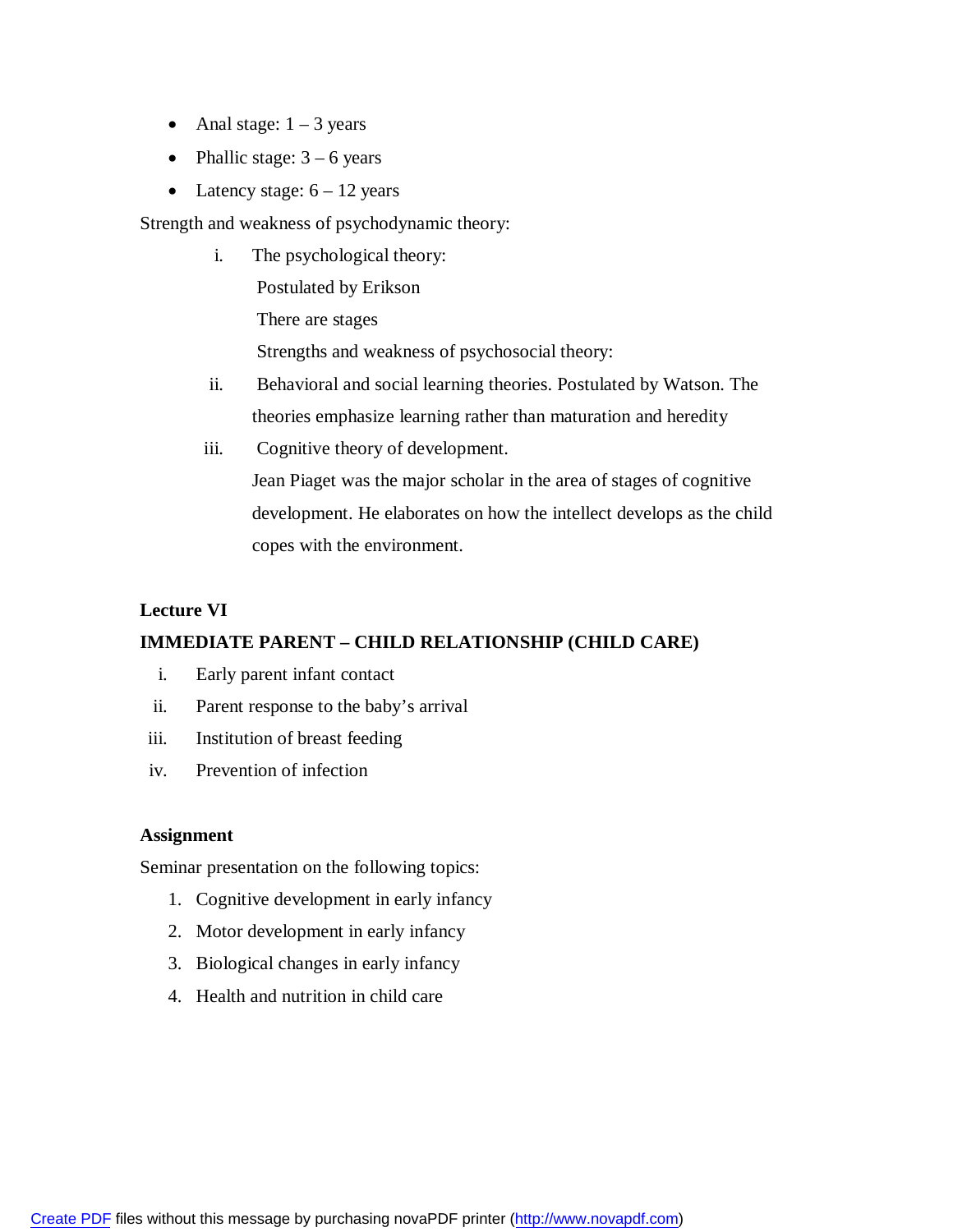- Anal stage: 1 – 3 years
- Phallic stage: 3 – 6 years
- Latency stage: 6 – 12 years

Strength and weakness of psychodynamic theory:

i. The psychological theory:
   Postulated by Erikson
   There are stages
   Strengths and weakness of psychosocial theory:

ii. Behavioral and social learning theories. Postulated by Watson. The theories emphasize learning rather than maturation and heredity

iii. Cognitive theory of development.
   Jean Piaget was the major scholar in the area of stages of cognitive development. He elaborates on how the intellect develops as the child copes with the environment.

**Lecture VI**

**IMMEDIATE PARENT – CHILD RELATIONSHIP (CHILD CARE)**

i. Early parent infant contact
ii. Parent response to the baby's arrival
iii. Institution of breast feeding
iv. Prevention of infection

**Assignment**

Seminar presentation on the following topics:

1. Cognitive development in early infancy
2. Motor development in early infancy
3. Biological changes in early infancy
4. Health and nutrition in child care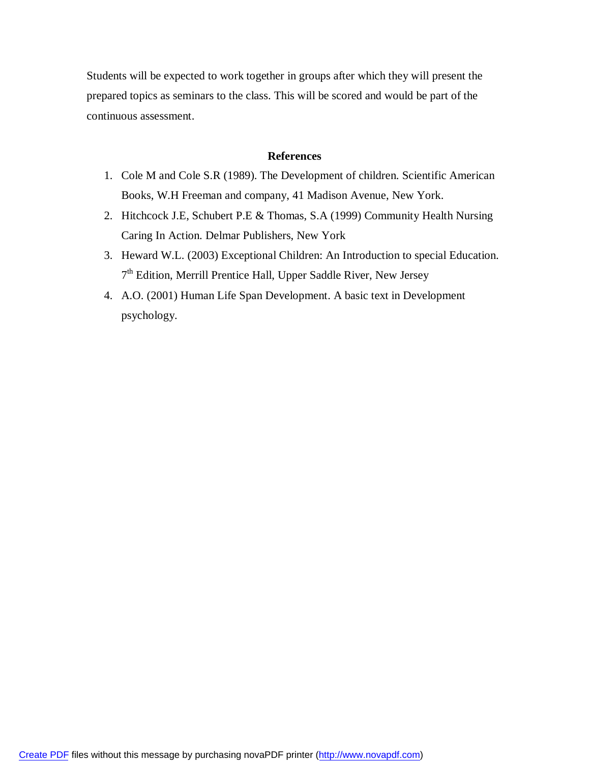Students will be expected to work together in groups after which they will present the prepared topics as seminars to the class. This will be scored and would be part of the continuous assessment.

## References

1. Cole M and Cole S.R (1989). The Development of children. Scientific American Books, W.H Freeman and company, 41 Madison Avenue, New York.
2. Hitchcock J.E, Schubert P.E & Thomas, S.A (1999) Community Health Nursing Caring In Action. Delmar Publishers, New York
3. Heward W.L. (2003) Exceptional Children: An Introduction to special Education. 7th Edition, Merrill Prentice Hall, Upper Saddle River, New Jersey
4. A.O. (2001) Human Life Span Development. A basic text in Development psychology.